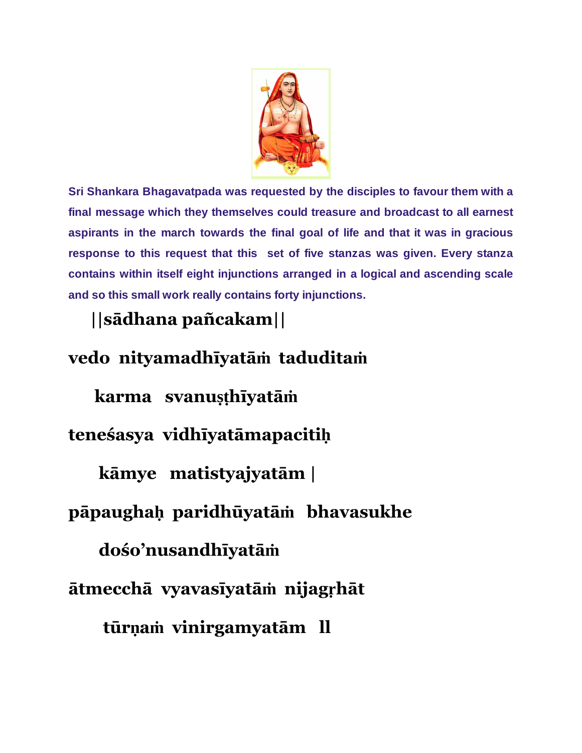Sri Shankara Bhagavatpada was requested by the disciples to favour them with a final message which they themselves could treasure and broadcast to all earnest aspirants in the march towards the final goal of life and that it was in gracious response to this request that this set of five stanzas was given. Every stanza contains within itself eight injunctions arranged in a logical and ascending scale and so this small work really contains forty injunctions.

## ||sādhana pañcakam||

**vedo nityamadhīyatāṁ taduditaṁ**

**karma svanuṣṭhīyatāṁ**

**teneśasya vidhīyatāmapacitiḥ**

**kāmye matistyajyatām |**

**pāpaughaḥ paridhūyatāṁ bhavasukhe**

**dośo'nusandhīyatāṁ**

**ātmecchā vyavasīyatāṁ nijagṛhāt**

**tūrṇaṁ vinirgamyatām ll**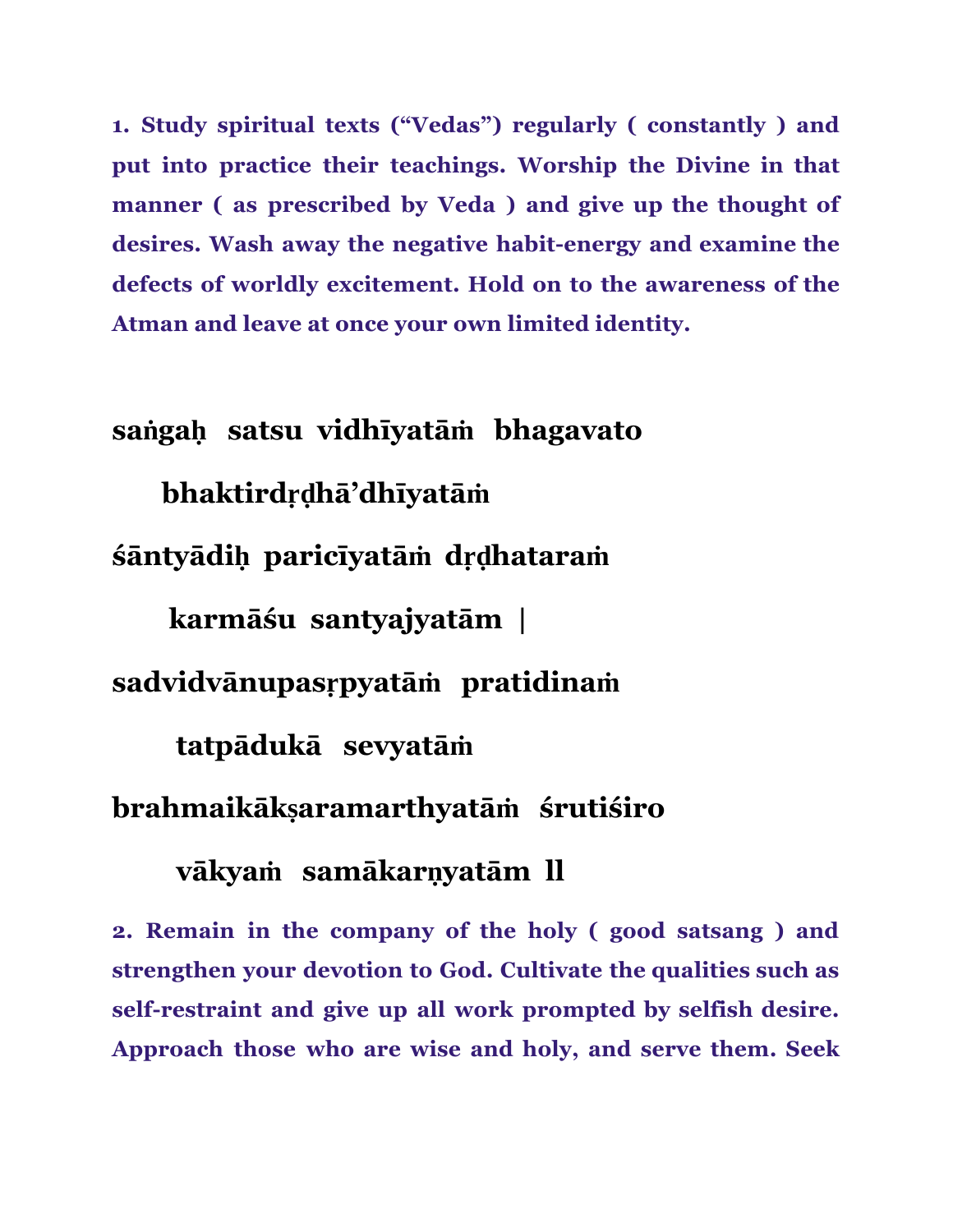**1. Study spiritual texts (“Vedas”) regularly ( constantly ) and put into practice their teachings. Worship the Divine in that manner ( as prescribed by Veda ) and give up the thought of desires. Wash away the negative habit-energy and examine the defects of worldly excitement. Hold on to the awareness of the Atman and leave at once your own limited identity.**

**saṅgaḥ satsu vidhīyatāṁ bhagavato**

**bhaktirdṛḍhā’dhīyatāṁ**

**śāntyādiḥ paricīyatāṁ dṛḍhataraṁ**

**karmāśu santyajyatām |**

**sadvidvānupasṛpyatāṁ pratidinaṁ**

**tatpādukā sevyatāṁ**

**brahmaikākṣaramarthyatāṁ śrutiśiro**

**vākyaṁ samākarṇyatām ll**

**2. Remain in the company of the holy ( good satsang ) and strengthen your devotion to God. Cultivate the qualities such as self-restraint and give up all work prompted by selfish desire. Approach those who are wise and holy, and serve them. Seek**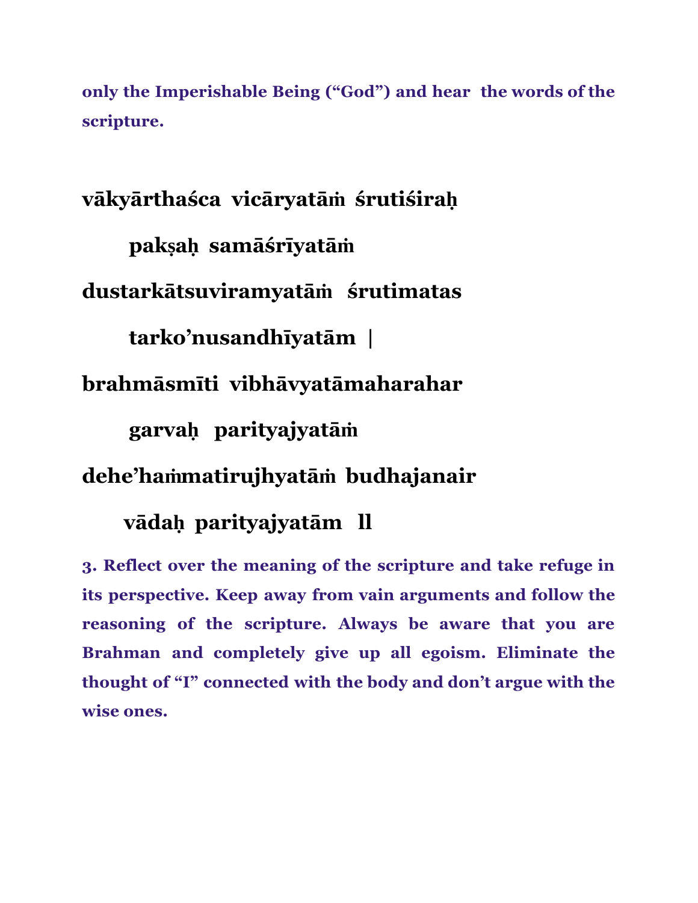**only the Imperishable Being ("God") and hear the words of the scripture.**

**vākyārthaśca vicāryatāṁ śrutiśiraḥ**

**pakṣaḥ samāśrīyatāṁ**

**dustarkātsuviramyatāṁ śrutimatas**

**tarko'nusandhīyatām |**

**brahmāsmīti vibhāvyatāmaharahar**

**garvaḥ parityajyatāṁ**

**dehe'haṁmatirujhyatāṁ budhajanair**

**vādaḥ parityajyatām ll**

**3. Reflect over the meaning of the scripture and take refuge in its perspective. Keep away from vain arguments and follow the reasoning of the scripture. Always be aware that you are Brahman and completely give up all egoism. Eliminate the thought of "I" connected with the body and don't argue with the wise ones.**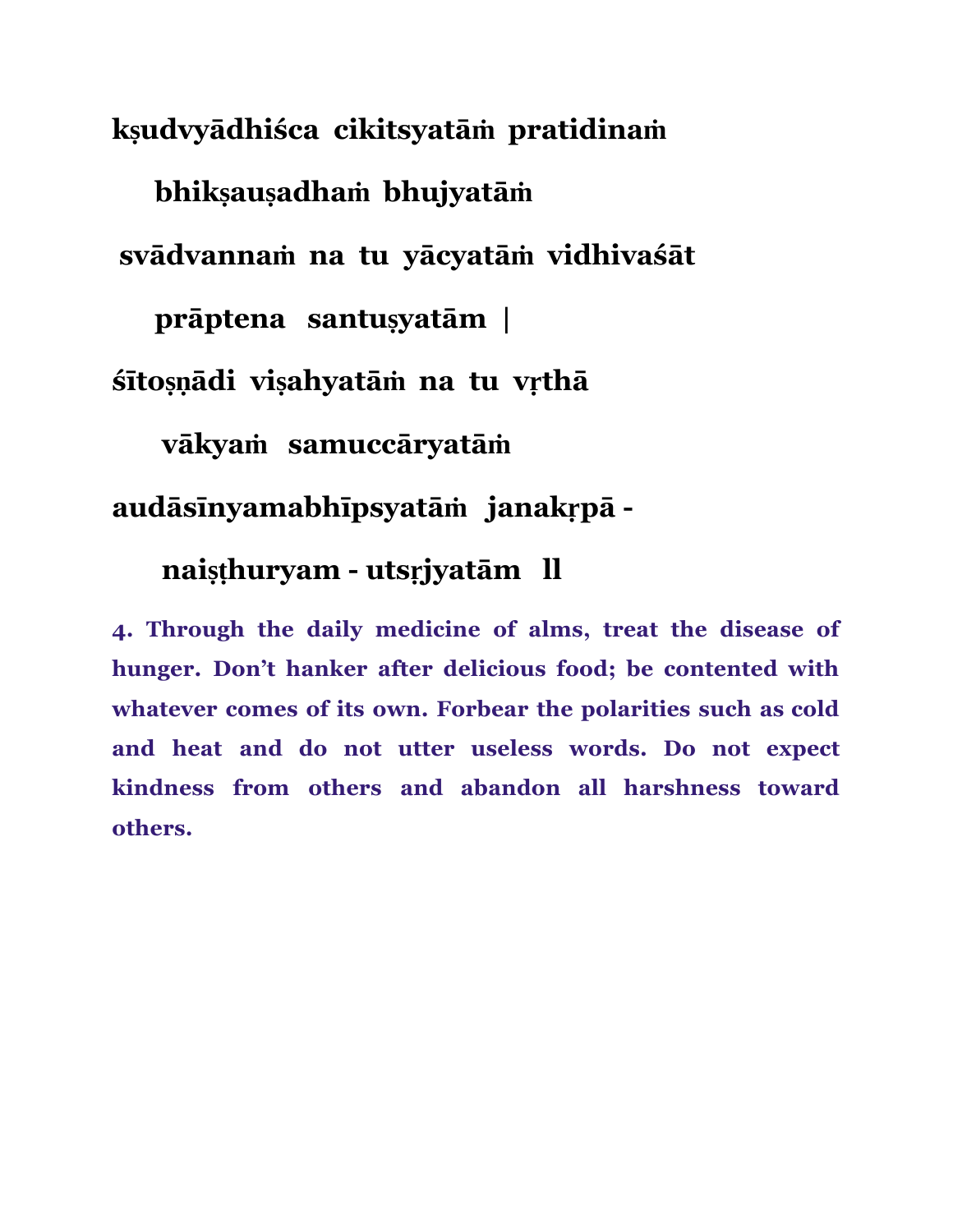**kṣudvyādhiśca cikitsyatāṁ pratidinaṁ**

**bhikṣauṣadhaṁ bhujyatāṁ**

**svādvannaṁ na tu yācyatāṁ vidhivaśāt**

**prāptena santuṣyatām |**

**śītoṣṇādi viṣahyatāṁ na tu vṛthā**

**vākyaṁ samuccāryatāṁ**

**audāsīnyamabhīpsyatāṁ janakṛpā -**

**naiṣṭhuryam - utsṛjyatām ll**

**4. Through the daily medicine of alms, treat the disease of hunger. Don't hanker after delicious food; be contented with whatever comes of its own. Forbear the polarities such as cold and heat and do not utter useless words. Do not expect kindness from others and abandon all harshness toward others.**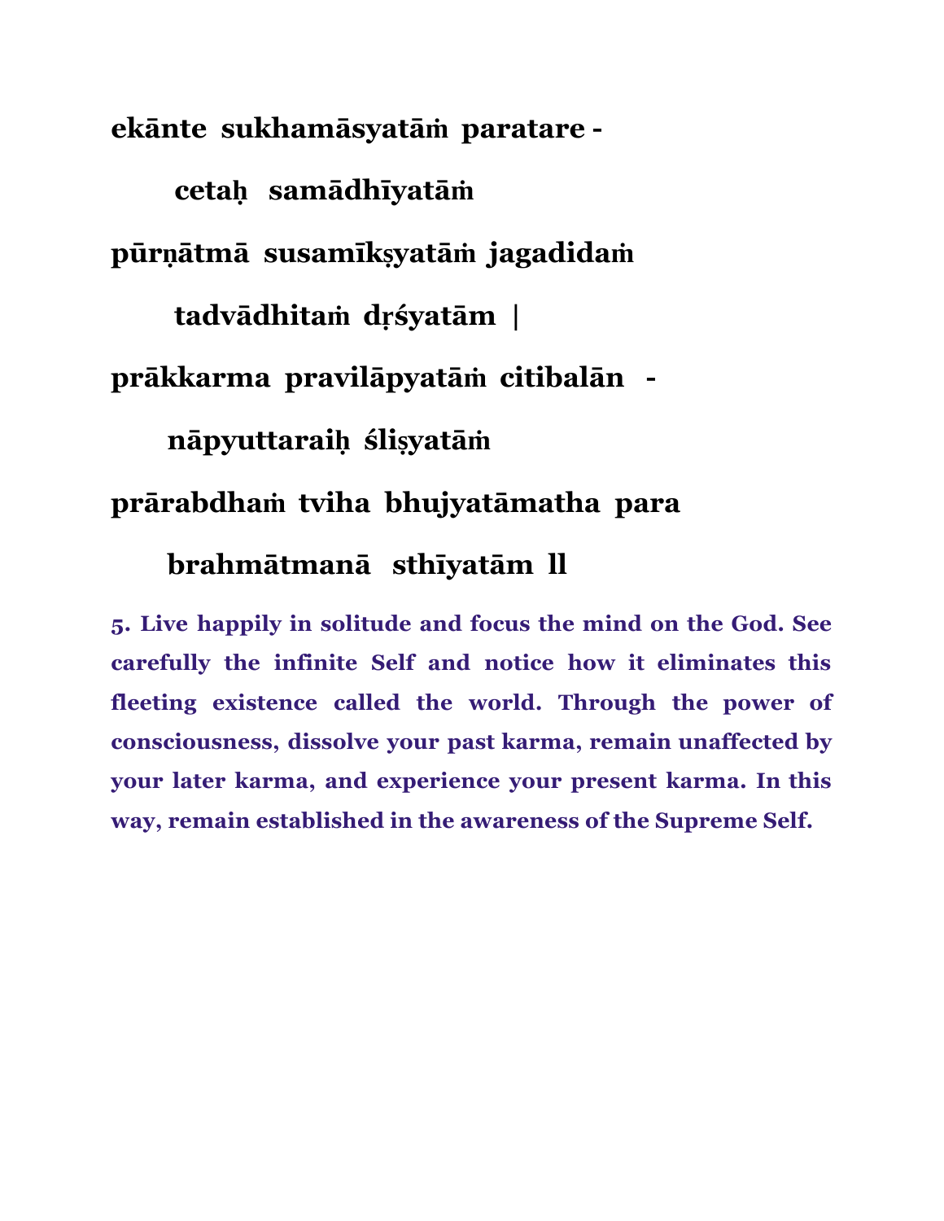**ekānte sukhamāsyatāṁ paratare -**

**cetaḥ samādhīyatāṁ**

**pūrṇātmā susamīkṣyatāṁ jagadidaṁ**

**tadvādhitaṁ dṛśyatām |**

**prākkarma pravilāpyatāṁ citibalān -**

**nāpyuttaraiḥ śliṣyatāṁ**

**prārabdhaṁ tviha bhujyatāmatha para**

**brahmātmanā sthīyatām ll**

**5. Live happily in solitude and focus the mind on the God. See carefully the infinite Self and notice how it eliminates this fleeting existence called the world. Through the power of consciousness, dissolve your past karma, remain unaffected by your later karma, and experience your present karma. In this way, remain established in the awareness of the Supreme Self.**